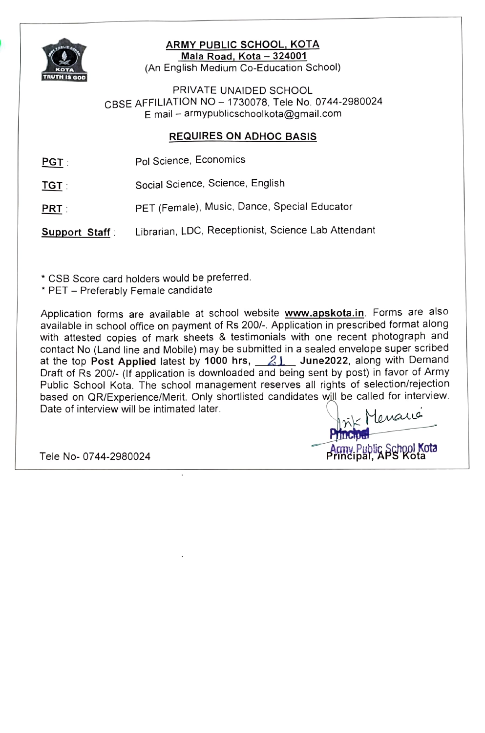# ARMY PUBLIC SCHOOL, KOTA

**Mala Road, Kota – 324001**

(An English Medium Co-Education School)

PRIVATE UNAIDED SCHOOL

CBSE AFFILIATION NO – 1730078, Tele No. 0744-2980024

E mail – armypublicschoolkota@gmail.com

## REQUIRES ON ADHOC BASIS

**PGT** : Pol Science, Economics

**TGT** : Social Science, Science, English

**PRT** : PET (Female), Music, Dance, Special Educator

**Support Staff** : Librarian, LDC, Receptionist, Science Lab Attendant

* CSB Score card holders would be preferred.
* PET – Preferably Female candidate

Application forms are available at school website **www.apskota.in**. Forms are also available in school office on payment of Rs 200/-. Application in prescribed format along with attested copies of mark sheets & testimonials with one recent photograph and contact No (Land line and Mobile) may be submitted in a sealed envelope super scribed at the top **Post Applied** latest by **1000 hrs, 21 June2022**, along with Demand Draft of Rs 200/- (If application is downloaded and being sent by post) in favor of Army Public School Kota. The school management reserves all rights of selection/rejection based on QR/Experience/Merit. Only shortlisted candidates will be called for interview. Date of interview will be intimated later.

Tele No- 0744-2980024

Principal, APS Kota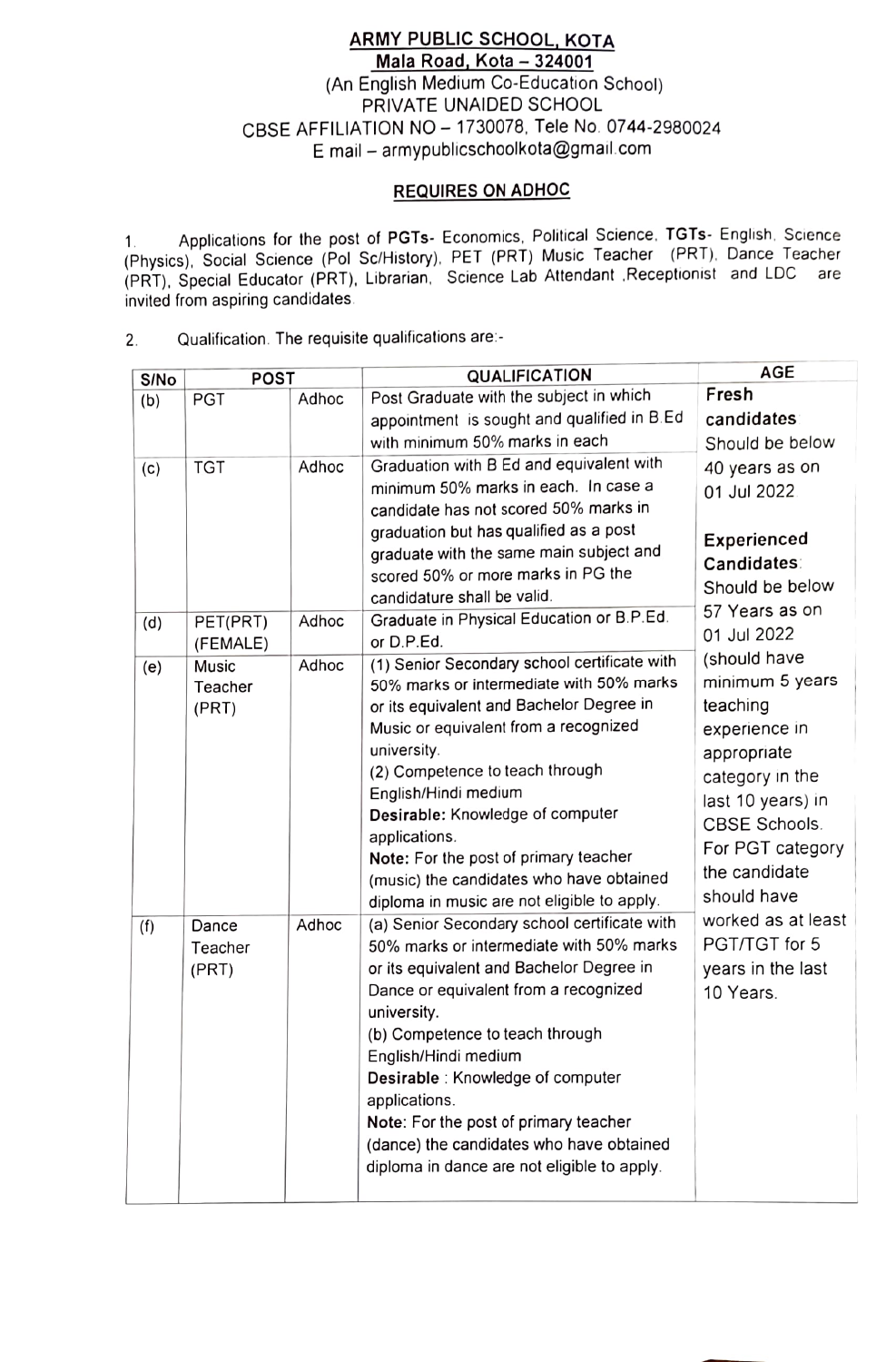**ARMY PUBLIC SCHOOL, KOTA**
**Mala Road, Kota – 324001**
(An English Medium Co-Education School)
PRIVATE UNAIDED SCHOOL
CBSE AFFILIATION NO – 1730078, Tele No. 0744-2980024
E mail – armypublicschoolkota@gmail.com

**REQUIRES ON ADHOC**

1. Applications for the post of **PGTs**- Economics, Political Science, **TGTs**- English, Science (Physics), Social Science (Pol Sc/History), PET (PRT) Music Teacher (PRT), Dance Teacher (PRT), Special Educator (PRT), Librarian, Science Lab Attendant ,Receptionist and LDC are invited from aspiring candidates.

2. Qualification. The requisite qualifications are:-

| S/No | POST | | QUALIFICATION | AGE |
|---|---|---|---|---|
| (b) | PGT | Adhoc | Post Graduate with the subject in which appointment is sought and qualified in B.Ed with minimum 50% marks in each | **Fresh candidates** Should be below 40 years as on 01 Jul 2022<br><br>**Experienced Candidates**: Should be below 57 Years as on 01 Jul 2022 (should have minimum 5 years teaching experience in appropriate category in the last 10 years) in CBSE Schools. For PGT category the candidate should have worked as at least PGT/TGT for 5 years in the last 10 Years. |
| (c) | TGT | Adhoc | Graduation with B Ed and equivalent with minimum 50% marks in each. In case a candidate has not scored 50% marks in graduation but has qualified as a post graduate with the same main subject and scored 50% or more marks in PG the candidature shall be valid. | |
| (d) | PET(PRT) (FEMALE) | Adhoc | Graduate in Physical Education or B.P.Ed. or D.P.Ed. | |
| (e) | Music Teacher (PRT) | Adhoc | (1) Senior Secondary school certificate with 50% marks or intermediate with 50% marks or its equivalent and Bachelor Degree in Music or equivalent from a recognized university.<br>(2) Competence to teach through English/Hindi medium<br>**Desirable:** Knowledge of computer applications.<br>**Note:** For the post of primary teacher (music) the candidates who have obtained diploma in music are not eligible to apply. | |
| (f) | Dance Teacher (PRT) | Adhoc | (a) Senior Secondary school certificate with 50% marks or intermediate with 50% marks or its equivalent and Bachelor Degree in Dance or equivalent from a recognized university.<br>(b) Competence to teach through English/Hindi medium<br>**Desirable** : Knowledge of computer applications.<br>**Note**: For the post of primary teacher (dance) the candidates who have obtained diploma in dance are not eligible to apply. | |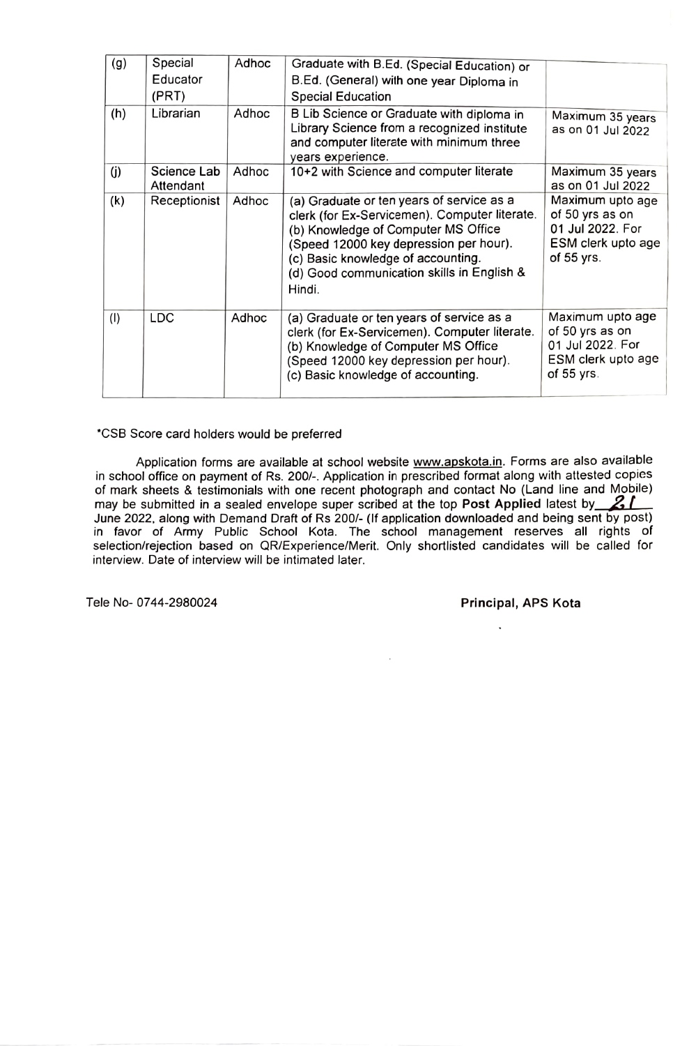| | | | | |
|---|---|---|---|---|
| (g) | Special Educator (PRT) | Adhoc | Graduate with B.Ed. (Special Education) or B.Ed. (General) with one year Diploma in Special Education | |
| (h) | Librarian | Adhoc | B Lib Science or Graduate with diploma in Library Science from a recognized institute and computer literate with minimum three years experience. | Maximum 35 years as on 01 Jul 2022 |
| (j) | Science Lab Attendant | Adhoc | 10+2 with Science and computer literate | Maximum 35 years as on 01 Jul 2022 |
| (k) | Receptionist | Adhoc | (a) Graduate or ten years of service as a clerk (for Ex-Servicemen). Computer literate.<br>(b) Knowledge of Computer MS Office (Speed 12000 key depression per hour).<br>(c) Basic knowledge of accounting.<br>(d) Good communication skills in English & Hindi. | Maximum upto age of 50 yrs as on 01 Jul 2022. For ESM clerk upto age of 55 yrs. |
| (l) | LDC | Adhoc | (a) Graduate or ten years of service as a clerk (for Ex-Servicemen). Computer literate.<br>(b) Knowledge of Computer MS Office (Speed 12000 key depression per hour).<br>(c) Basic knowledge of accounting. | Maximum upto age of 50 yrs as on 01 Jul 2022. For ESM clerk upto age of 55 yrs. |

*CSB Score card holders would be preferred

Application forms are available at school website www.apskota.in. Forms are also available in school office on payment of Rs. 200/-. Application in prescribed format along with attested copies of mark sheets & testimonials with one recent photograph and contact No (Land line and Mobile) may be submitted in a sealed envelope super scribed at the top **Post Applied** latest by 21 June 2022, along with Demand Draft of Rs 200/- (If application downloaded and being sent by post) in favor of Army Public School Kota. The school management reserves all rights of selection/rejection based on QR/Experience/Merit. Only shortlisted candidates will be called for interview. Date of interview will be intimated later.

Tele No- 0744-2980024

**Principal, APS Kota**